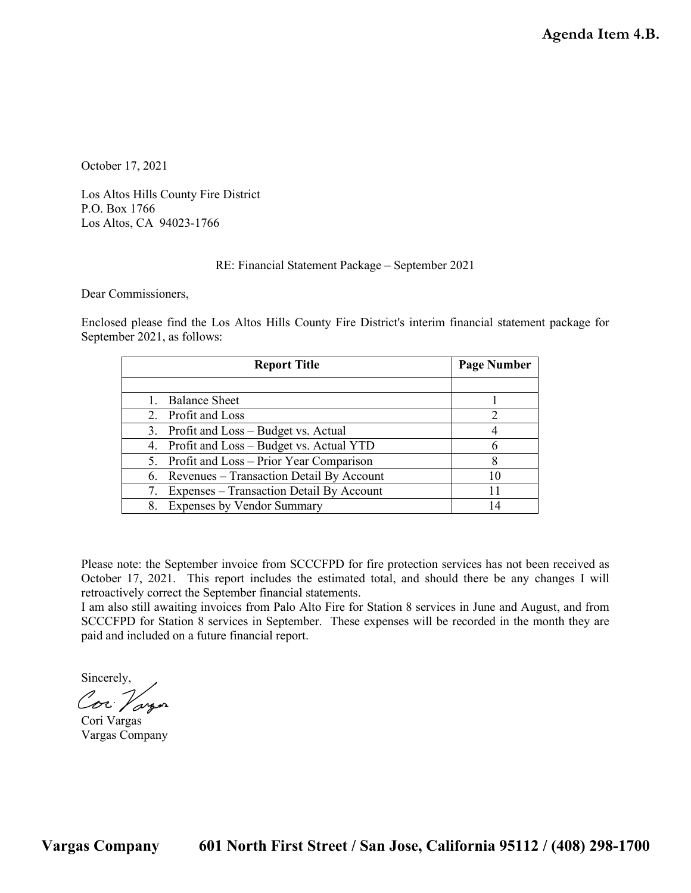**Agenda Item 4.B.**

October 17, 2021

Los Altos Hills County Fire District
P.O. Box 1766
Los Altos, CA 94023-1766

RE: Financial Statement Package – September 2021

Dear Commissioners,

Enclosed please find the Los Altos Hills County Fire District's interim financial statement package for September 2021, as follows:

| Report Title | Page Number |
|---|---|
| | |
| 1. Balance Sheet | 1 |
| 2. Profit and Loss | 2 |
| 3. Profit and Loss – Budget vs. Actual | 4 |
| 4. Profit and Loss – Budget vs. Actual YTD | 6 |
| 5. Profit and Loss – Prior Year Comparison | 8 |
| 6. Revenues – Transaction Detail By Account | 10 |
| 7. Expenses – Transaction Detail By Account | 11 |
| 8. Expenses by Vendor Summary | 14 |

Please note: the September invoice from SCCCFPD for fire protection services has not been received as October 17, 2021. This report includes the estimated total, and should there be any changes I will retroactively correct the September financial statements.
I am also still awaiting invoices from Palo Alto Fire for Station 8 services in June and August, and from SCCCFPD for Station 8 services in September. These expenses will be recorded in the month they are paid and included on a future financial report.

Sincerely,

Cori Vargas
Vargas Company

**Vargas Company 601 North First Street / San Jose, California 95112 / (408) 298-1700**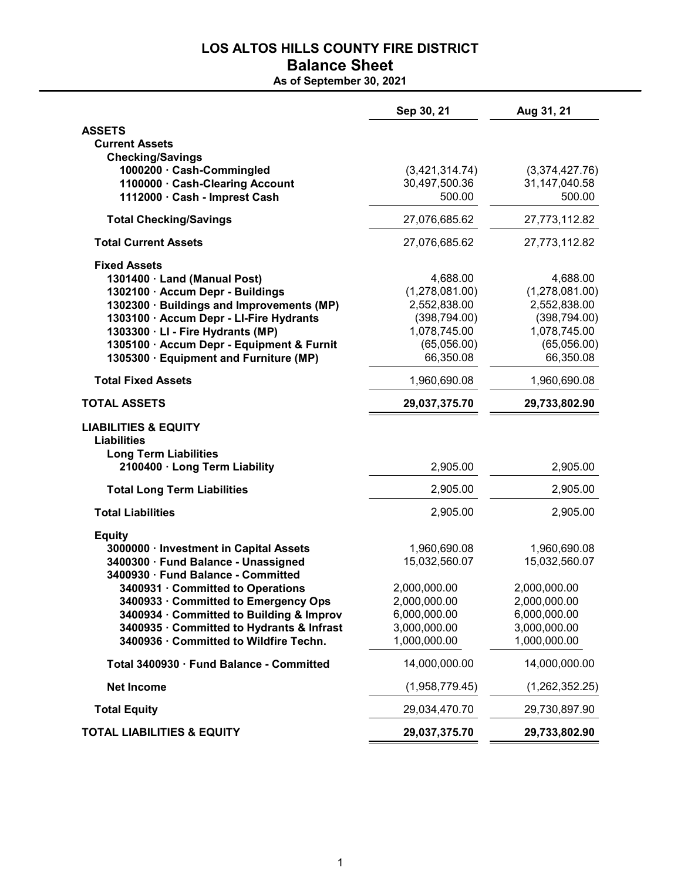## LOS ALTOS HILLS COUNTY FIRE DISTRICT

# Balance Sheet

### As of September 30, 2021

| | Sep 30, 21 | Aug 31, 21 |
|---|---|---|
| **ASSETS** | | |
| **Current Assets** | | |
| **Checking/Savings** | | |
| **1000200 · Cash-Commingled** | (3,421,314.74) | (3,374,427.76) |
| **1100000 · Cash-Clearing Account** | 30,497,500.36 | 31,147,040.58 |
| **1112000 · Cash - Imprest Cash** | 500.00 | 500.00 |
| **Total Checking/Savings** | 27,076,685.62 | 27,773,112.82 |
| **Total Current Assets** | 27,076,685.62 | 27,773,112.82 |
| **Fixed Assets** | | |
| **1301400 · Land (Manual Post)** | 4,688.00 | 4,688.00 |
| **1302100 · Accum Depr - Buildings** | (1,278,081.00) | (1,278,081.00) |
| **1302300 · Buildings and Improvements (MP)** | 2,552,838.00 | 2,552,838.00 |
| **1303100 · Accum Depr - LI-Fire Hydrants** | (398,794.00) | (398,794.00) |
| **1303300 · LI - Fire Hydrants (MP)** | 1,078,745.00 | 1,078,745.00 |
| **1305100 · Accum Depr - Equipment & Furnit** | (65,056.00) | (65,056.00) |
| **1305300 · Equipment and Furniture (MP)** | 66,350.08 | 66,350.08 |
| **Total Fixed Assets** | 1,960,690.08 | 1,960,690.08 |
| **TOTAL ASSETS** | **29,037,375.70** | **29,733,802.90** |
| **LIABILITIES & EQUITY** | | |
| **Liabilities** | | |
| **Long Term Liabilities** | | |
| **2100400 · Long Term Liability** | 2,905.00 | 2,905.00 |
| **Total Long Term Liabilities** | 2,905.00 | 2,905.00 |
| **Total Liabilities** | 2,905.00 | 2,905.00 |
| **Equity** | | |
| **3000000 · Investment in Capital Assets** | 1,960,690.08 | 1,960,690.08 |
| **3400300 · Fund Balance - Unassigned** | 15,032,560.07 | 15,032,560.07 |
| **3400930 · Fund Balance - Committed** | | |
| **3400931 · Committed to Operations** | 2,000,000.00 | 2,000,000.00 |
| **3400933 · Committed to Emergency Ops** | 2,000,000.00 | 2,000,000.00 |
| **3400934 · Committed to Building & Improv** | 6,000,000.00 | 6,000,000.00 |
| **3400935 · Committed to Hydrants & Infrast** | 3,000,000.00 | 3,000,000.00 |
| **3400936 · Committed to Wildfire Techn.** | 1,000,000.00 | 1,000,000.00 |
| **Total 3400930 · Fund Balance - Committed** | 14,000,000.00 | 14,000,000.00 |
| **Net Income** | (1,958,779.45) | (1,262,352.25) |
| **Total Equity** | 29,034,470.70 | 29,730,897.90 |
| **TOTAL LIABILITIES & EQUITY** | **29,037,375.70** | **29,733,802.90** |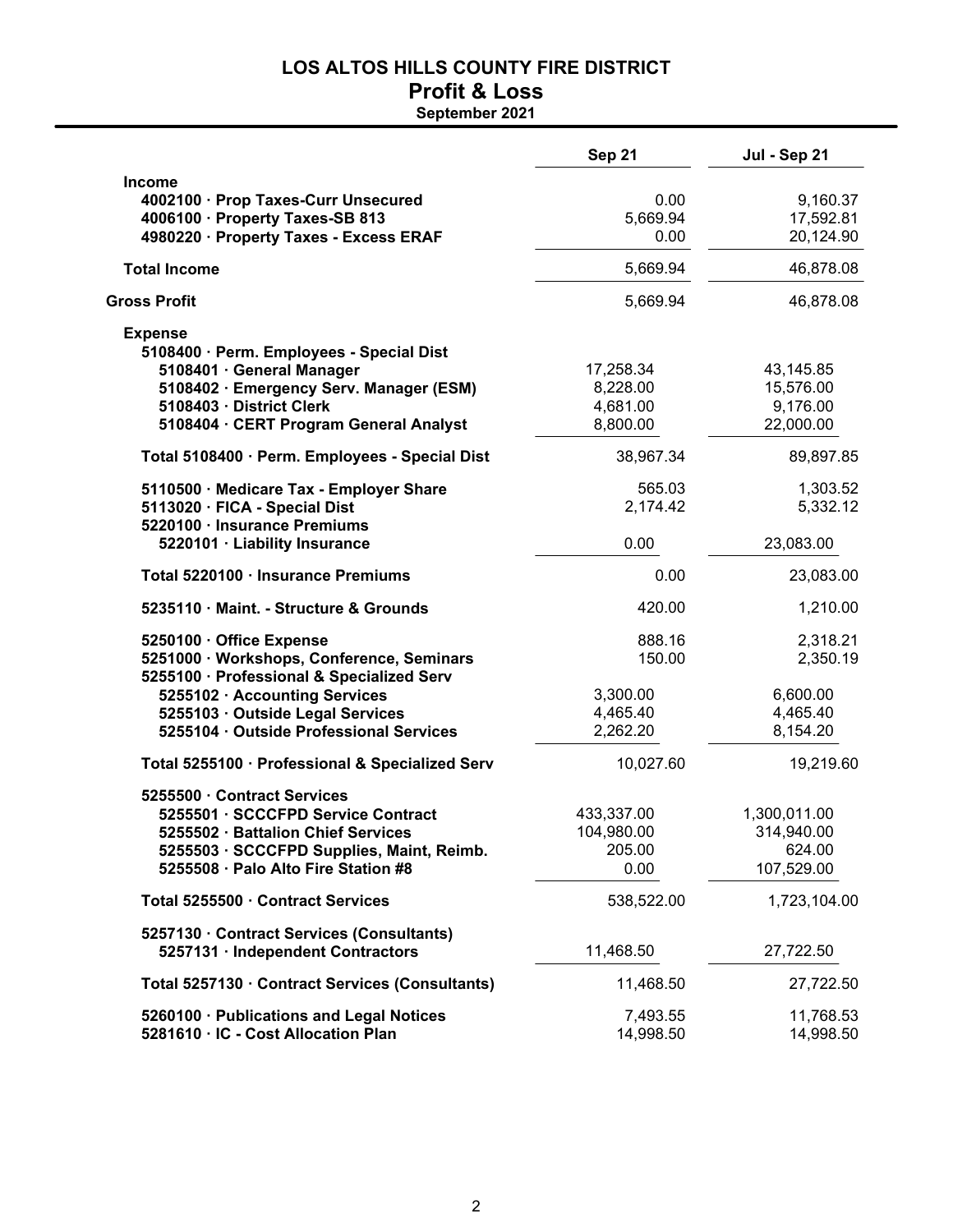# LOS ALTOS HILLS COUNTY FIRE DISTRICT

## Profit & Loss

**September 2021**

| | Sep 21 | Jul - Sep 21 |
|---|---|---|
| **Income** | | |
| 4002100 · Prop Taxes-Curr Unsecured | 0.00 | 9,160.37 |
| 4006100 · Property Taxes-SB 813 | 5,669.94 | 17,592.81 |
| 4980220 · Property Taxes - Excess ERAF | 0.00 | 20,124.90 |
| **Total Income** | 5,669.94 | 46,878.08 |
| **Gross Profit** | 5,669.94 | 46,878.08 |
| **Expense** | | |
| 5108400 · Perm. Employees - Special Dist | | |
| 5108401 · General Manager | 17,258.34 | 43,145.85 |
| 5108402 · Emergency Serv. Manager (ESM) | 8,228.00 | 15,576.00 |
| 5108403 · District Clerk | 4,681.00 | 9,176.00 |
| 5108404 · CERT Program General Analyst | 8,800.00 | 22,000.00 |
| **Total 5108400 · Perm. Employees - Special Dist** | 38,967.34 | 89,897.85 |
| 5110500 · Medicare Tax - Employer Share | 565.03 | 1,303.52 |
| 5113020 · FICA - Special Dist | 2,174.42 | 5,332.12 |
| 5220100 · Insurance Premiums | | |
| 5220101 · Liability Insurance | 0.00 | 23,083.00 |
| **Total 5220100 · Insurance Premiums** | 0.00 | 23,083.00 |
| 5235110 · Maint. - Structure & Grounds | 420.00 | 1,210.00 |
| 5250100 · Office Expense | 888.16 | 2,318.21 |
| 5251000 · Workshops, Conference, Seminars | 150.00 | 2,350.19 |
| 5255100 · Professional & Specialized Serv | | |
| 5255102 · Accounting Services | 3,300.00 | 6,600.00 |
| 5255103 · Outside Legal Services | 4,465.40 | 4,465.40 |
| 5255104 · Outside Professional Services | 2,262.20 | 8,154.20 |
| **Total 5255100 · Professional & Specialized Serv** | 10,027.60 | 19,219.60 |
| 5255500 · Contract Services | | |
| 5255501 · SCCCFPD Service Contract | 433,337.00 | 1,300,011.00 |
| 5255502 · Battalion Chief Services | 104,980.00 | 314,940.00 |
| 5255503 · SCCCFPD Supplies, Maint, Reimb. | 205.00 | 624.00 |
| 5255508 · Palo Alto Fire Station #8 | 0.00 | 107,529.00 |
| **Total 5255500 · Contract Services** | 538,522.00 | 1,723,104.00 |
| 5257130 · Contract Services (Consultants) | | |
| 5257131 · Independent Contractors | 11,468.50 | 27,722.50 |
| **Total 5257130 · Contract Services (Consultants)** | 11,468.50 | 27,722.50 |
| 5260100 · Publications and Legal Notices | 7,493.55 | 11,768.53 |
| 5281610 · IC - Cost Allocation Plan | 14,998.50 | 14,998.50 |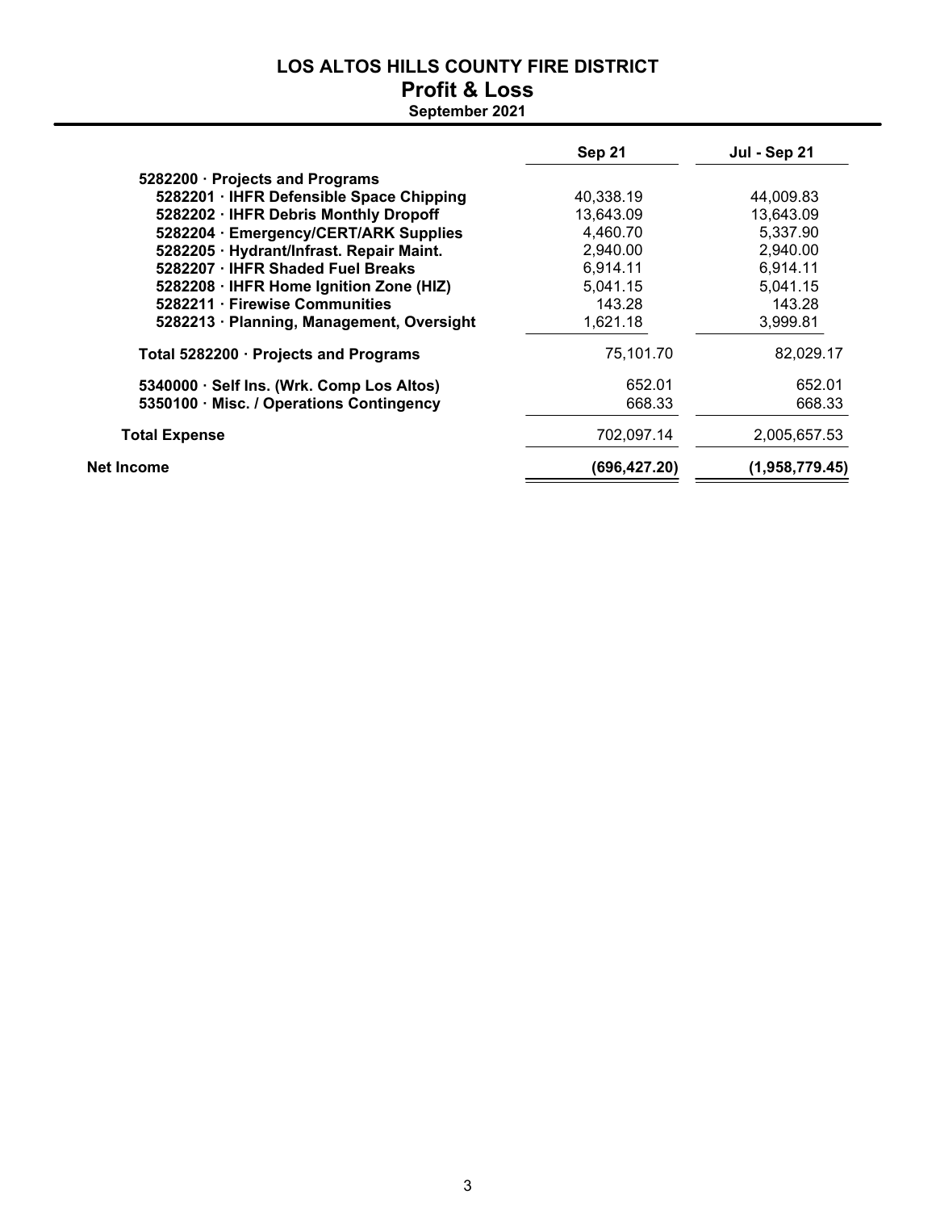# LOS ALTOS HILLS COUNTY FIRE DISTRICT
## Profit & Loss
**September 2021**

| | Sep 21 | Jul - Sep 21 |
|---|---|---|
| **5282200 · Projects and Programs** | | |
| **5282201 · IHFR Defensible Space Chipping** | 40,338.19 | 44,009.83 |
| **5282202 · IHFR Debris Monthly Dropoff** | 13,643.09 | 13,643.09 |
| **5282204 · Emergency/CERT/ARK Supplies** | 4,460.70 | 5,337.90 |
| **5282205 · Hydrant/Infrast. Repair Maint.** | 2,940.00 | 2,940.00 |
| **5282207 · IHFR Shaded Fuel Breaks** | 6,914.11 | 6,914.11 |
| **5282208 · IHFR Home Ignition Zone (HIZ)** | 5,041.15 | 5,041.15 |
| **5282211 · Firewise Communities** | 143.28 | 143.28 |
| **5282213 · Planning, Management, Oversight** | 1,621.18 | 3,999.81 |
| **Total 5282200 · Projects and Programs** | 75,101.70 | 82,029.17 |
| **5340000 · Self Ins. (Wrk. Comp Los Altos)** | 652.01 | 652.01 |
| **5350100 · Misc. / Operations Contingency** | 668.33 | 668.33 |
| **Total Expense** | 702,097.14 | 2,005,657.53 |
| **Net Income** | **(696,427.20)** | **(1,958,779.45)** |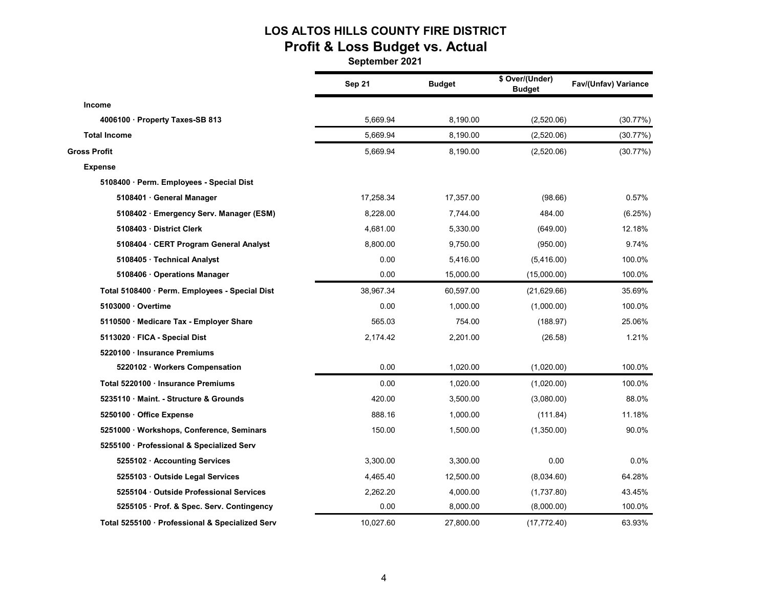# LOS ALTOS HILLS COUNTY FIRE DISTRICT

## Profit & Loss Budget vs. Actual

**September 2021**

| | Sep 21 | Budget | $ Over/(Under) Budget | Fav/(Unfav) Variance |
|---|---|---|---|---|
| **Income** | | | | |
| **4006100 · Property Taxes-SB 813** | 5,669.94 | 8,190.00 | (2,520.06) | (30.77%) |
| **Total Income** | 5,669.94 | 8,190.00 | (2,520.06) | (30.77%) |
| **Gross Profit** | 5,669.94 | 8,190.00 | (2,520.06) | (30.77%) |
| **Expense** | | | | |
| **5108400 · Perm. Employees - Special Dist** | | | | |
| **5108401 · General Manager** | 17,258.34 | 17,357.00 | (98.66) | 0.57% |
| **5108402 · Emergency Serv. Manager (ESM)** | 8,228.00 | 7,744.00 | 484.00 | (6.25%) |
| **5108403 · District Clerk** | 4,681.00 | 5,330.00 | (649.00) | 12.18% |
| **5108404 · CERT Program General Analyst** | 8,800.00 | 9,750.00 | (950.00) | 9.74% |
| **5108405 · Technical Analyst** | 0.00 | 5,416.00 | (5,416.00) | 100.0% |
| **5108406 · Operations Manager** | 0.00 | 15,000.00 | (15,000.00) | 100.0% |
| **Total 5108400 · Perm. Employees - Special Dist** | 38,967.34 | 60,597.00 | (21,629.66) | 35.69% |
| **5103000 · Overtime** | 0.00 | 1,000.00 | (1,000.00) | 100.0% |
| **5110500 · Medicare Tax - Employer Share** | 565.03 | 754.00 | (188.97) | 25.06% |
| **5113020 · FICA - Special Dist** | 2,174.42 | 2,201.00 | (26.58) | 1.21% |
| **5220100 · Insurance Premiums** | | | | |
| **5220102 · Workers Compensation** | 0.00 | 1,020.00 | (1,020.00) | 100.0% |
| **Total 5220100 · Insurance Premiums** | 0.00 | 1,020.00 | (1,020.00) | 100.0% |
| **5235110 · Maint. - Structure & Grounds** | 420.00 | 3,500.00 | (3,080.00) | 88.0% |
| **5250100 · Office Expense** | 888.16 | 1,000.00 | (111.84) | 11.18% |
| **5251000 · Workshops, Conference, Seminars** | 150.00 | 1,500.00 | (1,350.00) | 90.0% |
| **5255100 · Professional & Specialized Serv** | | | | |
| **5255102 · Accounting Services** | 3,300.00 | 3,300.00 | 0.00 | 0.0% |
| **5255103 · Outside Legal Services** | 4,465.40 | 12,500.00 | (8,034.60) | 64.28% |
| **5255104 · Outside Professional Services** | 2,262.20 | 4,000.00 | (1,737.80) | 43.45% |
| **5255105 · Prof. & Spec. Serv. Contingency** | 0.00 | 8,000.00 | (8,000.00) | 100.0% |
| **Total 5255100 · Professional & Specialized Serv** | 10,027.60 | 27,800.00 | (17,772.40) | 63.93% |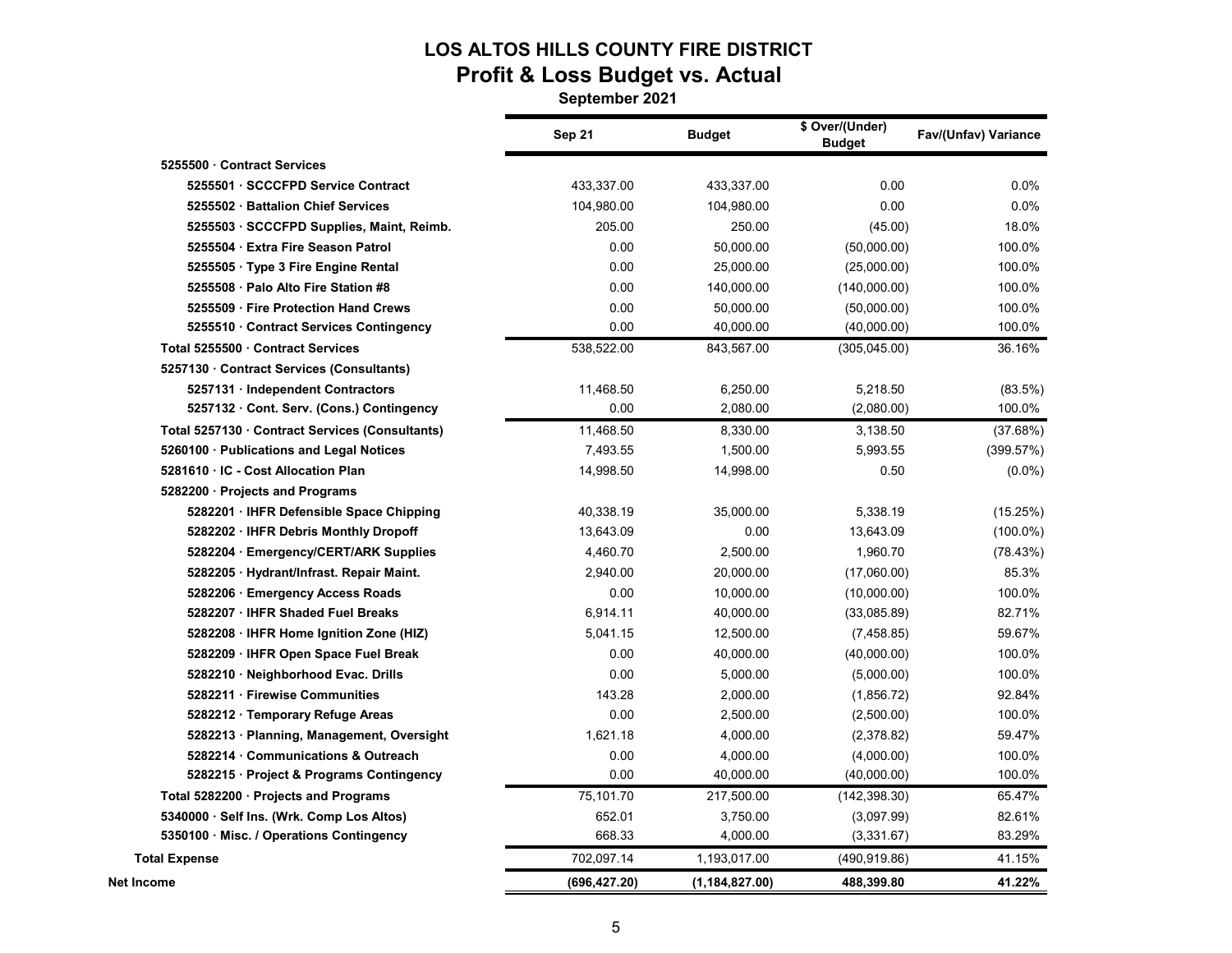# LOS ALTOS HILLS COUNTY FIRE DISTRICT

## Profit & Loss Budget vs. Actual

**September 2021**

| | Sep 21 | Budget | $ Over/(Under) Budget | Fav/(Unfav) Variance |
|---|---|---|---|---|
| **5255500 · Contract Services** | | | | |
| **5255501 · SCCCFPD Service Contract** | 433,337.00 | 433,337.00 | 0.00 | 0.0% |
| **5255502 · Battalion Chief Services** | 104,980.00 | 104,980.00 | 0.00 | 0.0% |
| **5255503 · SCCCFPD Supplies, Maint, Reimb.** | 205.00 | 250.00 | (45.00) | 18.0% |
| **5255504 · Extra Fire Season Patrol** | 0.00 | 50,000.00 | (50,000.00) | 100.0% |
| **5255505 · Type 3 Fire Engine Rental** | 0.00 | 25,000.00 | (25,000.00) | 100.0% |
| **5255508 · Palo Alto Fire Station #8** | 0.00 | 140,000.00 | (140,000.00) | 100.0% |
| **5255509 · Fire Protection Hand Crews** | 0.00 | 50,000.00 | (50,000.00) | 100.0% |
| **5255510 · Contract Services Contingency** | 0.00 | 40,000.00 | (40,000.00) | 100.0% |
| **Total 5255500 · Contract Services** | 538,522.00 | 843,567.00 | (305,045.00) | 36.16% |
| **5257130 · Contract Services (Consultants)** | | | | |
| **5257131 · Independent Contractors** | 11,468.50 | 6,250.00 | 5,218.50 | (83.5%) |
| **5257132 · Cont. Serv. (Cons.) Contingency** | 0.00 | 2,080.00 | (2,080.00) | 100.0% |
| **Total 5257130 · Contract Services (Consultants)** | 11,468.50 | 8,330.00 | 3,138.50 | (37.68%) |
| **5260100 · Publications and Legal Notices** | 7,493.55 | 1,500.00 | 5,993.55 | (399.57%) |
| **5281610 · IC - Cost Allocation Plan** | 14,998.50 | 14,998.00 | 0.50 | (0.0%) |
| **5282200 · Projects and Programs** | | | | |
| **5282201 · IHFR Defensible Space Chipping** | 40,338.19 | 35,000.00 | 5,338.19 | (15.25%) |
| **5282202 · IHFR Debris Monthly Dropoff** | 13,643.09 | 0.00 | 13,643.09 | (100.0%) |
| **5282204 · Emergency/CERT/ARK Supplies** | 4,460.70 | 2,500.00 | 1,960.70 | (78.43%) |
| **5282205 · Hydrant/Infrast. Repair Maint.** | 2,940.00 | 20,000.00 | (17,060.00) | 85.3% |
| **5282206 · Emergency Access Roads** | 0.00 | 10,000.00 | (10,000.00) | 100.0% |
| **5282207 · IHFR Shaded Fuel Breaks** | 6,914.11 | 40,000.00 | (33,085.89) | 82.71% |
| **5282208 · IHFR Home Ignition Zone (HIZ)** | 5,041.15 | 12,500.00 | (7,458.85) | 59.67% |
| **5282209 · IHFR Open Space Fuel Break** | 0.00 | 40,000.00 | (40,000.00) | 100.0% |
| **5282210 · Neighborhood Evac. Drills** | 0.00 | 5,000.00 | (5,000.00) | 100.0% |
| **5282211 · Firewise Communities** | 143.28 | 2,000.00 | (1,856.72) | 92.84% |
| **5282212 · Temporary Refuge Areas** | 0.00 | 2,500.00 | (2,500.00) | 100.0% |
| **5282213 · Planning, Management, Oversight** | 1,621.18 | 4,000.00 | (2,378.82) | 59.47% |
| **5282214 · Communications & Outreach** | 0.00 | 4,000.00 | (4,000.00) | 100.0% |
| **5282215 · Project & Programs Contingency** | 0.00 | 40,000.00 | (40,000.00) | 100.0% |
| **Total 5282200 · Projects and Programs** | 75,101.70 | 217,500.00 | (142,398.30) | 65.47% |
| **5340000 · Self Ins. (Wrk. Comp Los Altos)** | 652.01 | 3,750.00 | (3,097.99) | 82.61% |
| **5350100 · Misc. / Operations Contingency** | 668.33 | 4,000.00 | (3,331.67) | 83.29% |
| **Total Expense** | 702,097.14 | 1,193,017.00 | (490,919.86) | 41.15% |
| **Net Income** | **(696,427.20)** | **(1,184,827.00)** | **488,399.80** | **41.22%** |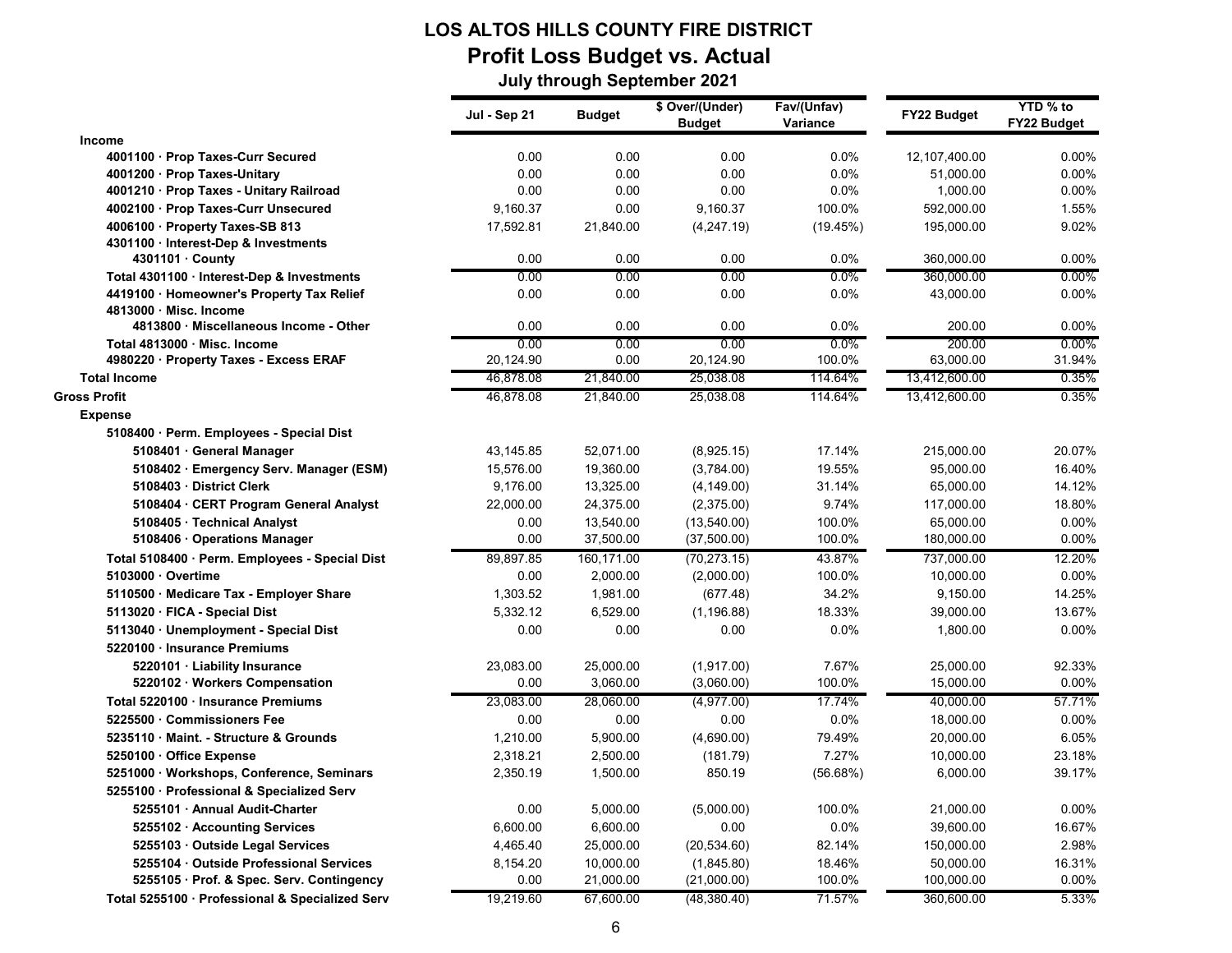# LOS ALTOS HILLS COUNTY FIRE DISTRICT

## Profit Loss Budget vs. Actual

### July through September 2021

| | Jul - Sep 21 | Budget | $ Over/(Under) Budget | Fav/(Unfav) Variance | FY22 Budget | YTD % to FY22 Budget |
|---|---|---|---|---|---|---|
| **Income** | | | | | | |
| 4001100 · Prop Taxes-Curr Secured | 0.00 | 0.00 | 0.00 | 0.0% | 12,107,400.00 | 0.00% |
| 4001200 · Prop Taxes-Unitary | 0.00 | 0.00 | 0.00 | 0.0% | 51,000.00 | 0.00% |
| 4001210 · Prop Taxes - Unitary Railroad | 0.00 | 0.00 | 0.00 | 0.0% | 1,000.00 | 0.00% |
| 4002100 · Prop Taxes-Curr Unsecured | 9,160.37 | 0.00 | 9,160.37 | 100.0% | 592,000.00 | 1.55% |
| 4006100 · Property Taxes-SB 813 | 17,592.81 | 21,840.00 | (4,247.19) | (19.45%) | 195,000.00 | 9.02% |
| 4301100 · Interest-Dep & Investments | | | | | | |
| 4301101 · County | 0.00 | 0.00 | 0.00 | 0.0% | 360,000.00 | 0.00% |
| Total 4301100 · Interest-Dep & Investments | 0.00 | 0.00 | 0.00 | 0.0% | 360,000.00 | 0.00% |
| 4419100 · Homeowner's Property Tax Relief | 0.00 | 0.00 | 0.00 | 0.0% | 43,000.00 | 0.00% |
| 4813000 · Misc. Income | | | | | | |
| 4813800 · Miscellaneous Income - Other | 0.00 | 0.00 | 0.00 | 0.0% | 200.00 | 0.00% |
| Total 4813000 · Misc. Income | 0.00 | 0.00 | 0.00 | 0.0% | 200.00 | 0.00% |
| 4980220 · Property Taxes - Excess ERAF | 20,124.90 | 0.00 | 20,124.90 | 100.0% | 63,000.00 | 31.94% |
| **Total Income** | 46,878.08 | 21,840.00 | 25,038.08 | 114.64% | 13,412,600.00 | 0.35% |
| **Gross Profit** | 46,878.08 | 21,840.00 | 25,038.08 | 114.64% | 13,412,600.00 | 0.35% |
| **Expense** | | | | | | |
| 5108400 · Perm. Employees - Special Dist | | | | | | |
| 5108401 · General Manager | 43,145.85 | 52,071.00 | (8,925.15) | 17.14% | 215,000.00 | 20.07% |
| 5108402 · Emergency Serv. Manager (ESM) | 15,576.00 | 19,360.00 | (3,784.00) | 19.55% | 95,000.00 | 16.40% |
| 5108403 · District Clerk | 9,176.00 | 13,325.00 | (4,149.00) | 31.14% | 65,000.00 | 14.12% |
| 5108404 · CERT Program General Analyst | 22,000.00 | 24,375.00 | (2,375.00) | 9.74% | 117,000.00 | 18.80% |
| 5108405 · Technical Analyst | 0.00 | 13,540.00 | (13,540.00) | 100.0% | 65,000.00 | 0.00% |
| 5108406 · Operations Manager | 0.00 | 37,500.00 | (37,500.00) | 100.0% | 180,000.00 | 0.00% |
| Total 5108400 · Perm. Employees - Special Dist | 89,897.85 | 160,171.00 | (70,273.15) | 43.87% | 737,000.00 | 12.20% |
| 5103000 · Overtime | 0.00 | 2,000.00 | (2,000.00) | 100.0% | 10,000.00 | 0.00% |
| 5110500 · Medicare Tax - Employer Share | 1,303.52 | 1,981.00 | (677.48) | 34.2% | 9,150.00 | 14.25% |
| 5113020 · FICA - Special Dist | 5,332.12 | 6,529.00 | (1,196.88) | 18.33% | 39,000.00 | 13.67% |
| 5113040 · Unemployment - Special Dist | 0.00 | 0.00 | 0.00 | 0.0% | 1,800.00 | 0.00% |
| 5220100 · Insurance Premiums | | | | | | |
| 5220101 · Liability Insurance | 23,083.00 | 25,000.00 | (1,917.00) | 7.67% | 25,000.00 | 92.33% |
| 5220102 · Workers Compensation | 0.00 | 3,060.00 | (3,060.00) | 100.0% | 15,000.00 | 0.00% |
| Total 5220100 · Insurance Premiums | 23,083.00 | 28,060.00 | (4,977.00) | 17.74% | 40,000.00 | 57.71% |
| 5225500 · Commissioners Fee | 0.00 | 0.00 | 0.00 | 0.0% | 18,000.00 | 0.00% |
| 5235110 · Maint. - Structure & Grounds | 1,210.00 | 5,900.00 | (4,690.00) | 79.49% | 20,000.00 | 6.05% |
| 5250100 · Office Expense | 2,318.21 | 2,500.00 | (181.79) | 7.27% | 10,000.00 | 23.18% |
| 5251000 · Workshops, Conference, Seminars | 2,350.19 | 1,500.00 | 850.19 | (56.68%) | 6,000.00 | 39.17% |
| 5255100 · Professional & Specialized Serv | | | | | | |
| 5255101 · Annual Audit-Charter | 0.00 | 5,000.00 | (5,000.00) | 100.0% | 21,000.00 | 0.00% |
| 5255102 · Accounting Services | 6,600.00 | 6,600.00 | 0.00 | 0.0% | 39,600.00 | 16.67% |
| 5255103 · Outside Legal Services | 4,465.40 | 25,000.00 | (20,534.60) | 82.14% | 150,000.00 | 2.98% |
| 5255104 · Outside Professional Services | 8,154.20 | 10,000.00 | (1,845.80) | 18.46% | 50,000.00 | 16.31% |
| 5255105 · Prof. & Spec. Serv. Contingency | 0.00 | 21,000.00 | (21,000.00) | 100.0% | 100,000.00 | 0.00% |
| Total 5255100 · Professional & Specialized Serv | 19,219.60 | 67,600.00 | (48,380.40) | 71.57% | 360,600.00 | 5.33% |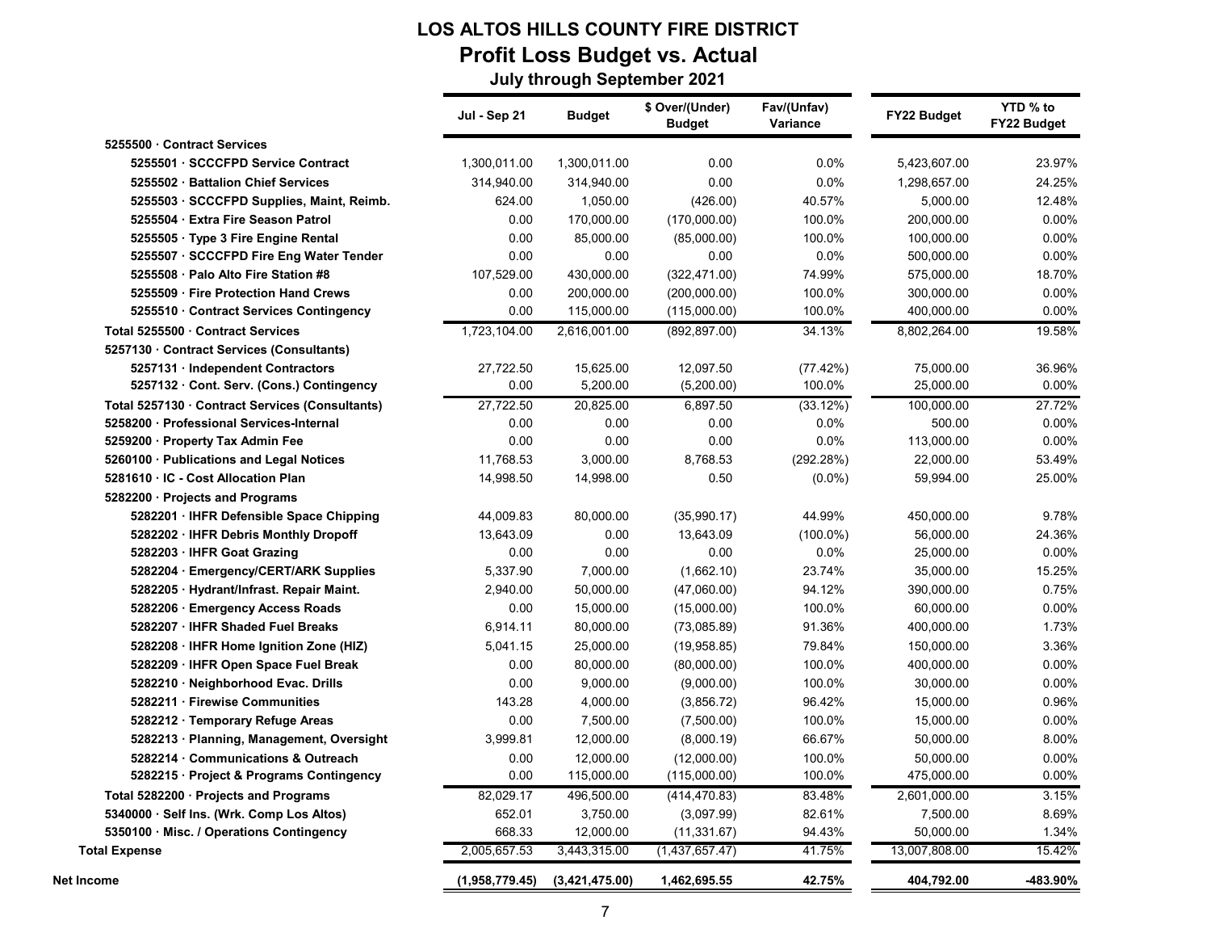# LOS ALTOS HILLS COUNTY FIRE DISTRICT

## Profit Loss Budget vs. Actual

### July through September 2021

| | Jul - Sep 21 | Budget | $ Over/(Under) Budget | Fav/(Unfav) Variance | FY22 Budget | YTD % to FY22 Budget |
|---|---|---|---|---|---|---|
| **5255500 · Contract Services** | | | | | | |
| **5255501 · SCCCFPD Service Contract** | 1,300,011.00 | 1,300,011.00 | 0.00 | 0.0% | 5,423,607.00 | 23.97% |
| **5255502 · Battalion Chief Services** | 314,940.00 | 314,940.00 | 0.00 | 0.0% | 1,298,657.00 | 24.25% |
| **5255503 · SCCCFPD Supplies, Maint, Reimb.** | 624.00 | 1,050.00 | (426.00) | 40.57% | 5,000.00 | 12.48% |
| **5255504 · Extra Fire Season Patrol** | 0.00 | 170,000.00 | (170,000.00) | 100.0% | 200,000.00 | 0.00% |
| **5255505 · Type 3 Fire Engine Rental** | 0.00 | 85,000.00 | (85,000.00) | 100.0% | 100,000.00 | 0.00% |
| **5255507 · SCCCFPD Fire Eng Water Tender** | 0.00 | 0.00 | 0.00 | 0.0% | 500,000.00 | 0.00% |
| **5255508 · Palo Alto Fire Station #8** | 107,529.00 | 430,000.00 | (322,471.00) | 74.99% | 575,000.00 | 18.70% |
| **5255509 · Fire Protection Hand Crews** | 0.00 | 200,000.00 | (200,000.00) | 100.0% | 300,000.00 | 0.00% |
| **5255510 · Contract Services Contingency** | 0.00 | 115,000.00 | (115,000.00) | 100.0% | 400,000.00 | 0.00% |
| **Total 5255500 · Contract Services** | 1,723,104.00 | 2,616,001.00 | (892,897.00) | 34.13% | 8,802,264.00 | 19.58% |
| **5257130 · Contract Services (Consultants)** | | | | | | |
| **5257131 · Independent Contractors** | 27,722.50 | 15,625.00 | 12,097.50 | (77.42%) | 75,000.00 | 36.96% |
| **5257132 · Cont. Serv. (Cons.) Contingency** | 0.00 | 5,200.00 | (5,200.00) | 100.0% | 25,000.00 | 0.00% |
| **Total 5257130 · Contract Services (Consultants)** | 27,722.50 | 20,825.00 | 6,897.50 | (33.12%) | 100,000.00 | 27.72% |
| **5258200 · Professional Services-Internal** | 0.00 | 0.00 | 0.00 | 0.0% | 500.00 | 0.00% |
| **5259200 · Property Tax Admin Fee** | 0.00 | 0.00 | 0.00 | 0.0% | 113,000.00 | 0.00% |
| **5260100 · Publications and Legal Notices** | 11,768.53 | 3,000.00 | 8,768.53 | (292.28%) | 22,000.00 | 53.49% |
| **5281610 · IC - Cost Allocation Plan** | 14,998.50 | 14,998.00 | 0.50 | (0.0%) | 59,994.00 | 25.00% |
| **5282200 · Projects and Programs** | | | | | | |
| **5282201 · IHFR Defensible Space Chipping** | 44,009.83 | 80,000.00 | (35,990.17) | 44.99% | 450,000.00 | 9.78% |
| **5282202 · IHFR Debris Monthly Dropoff** | 13,643.09 | 0.00 | 13,643.09 | (100.0%) | 56,000.00 | 24.36% |
| **5282203 · IHFR Goat Grazing** | 0.00 | 0.00 | 0.00 | 0.0% | 25,000.00 | 0.00% |
| **5282204 · Emergency/CERT/ARK Supplies** | 5,337.90 | 7,000.00 | (1,662.10) | 23.74% | 35,000.00 | 15.25% |
| **5282205 · Hydrant/Infrast. Repair Maint.** | 2,940.00 | 50,000.00 | (47,060.00) | 94.12% | 390,000.00 | 0.75% |
| **5282206 · Emergency Access Roads** | 0.00 | 15,000.00 | (15,000.00) | 100.0% | 60,000.00 | 0.00% |
| **5282207 · IHFR Shaded Fuel Breaks** | 6,914.11 | 80,000.00 | (73,085.89) | 91.36% | 400,000.00 | 1.73% |
| **5282208 · IHFR Home Ignition Zone (HIZ)** | 5,041.15 | 25,000.00 | (19,958.85) | 79.84% | 150,000.00 | 3.36% |
| **5282209 · IHFR Open Space Fuel Break** | 0.00 | 80,000.00 | (80,000.00) | 100.0% | 400,000.00 | 0.00% |
| **5282210 · Neighborhood Evac. Drills** | 0.00 | 9,000.00 | (9,000.00) | 100.0% | 30,000.00 | 0.00% |
| **5282211 · Firewise Communities** | 143.28 | 4,000.00 | (3,856.72) | 96.42% | 15,000.00 | 0.96% |
| **5282212 · Temporary Refuge Areas** | 0.00 | 7,500.00 | (7,500.00) | 100.0% | 15,000.00 | 0.00% |
| **5282213 · Planning, Management, Oversight** | 3,999.81 | 12,000.00 | (8,000.19) | 66.67% | 50,000.00 | 8.00% |
| **5282214 · Communications & Outreach** | 0.00 | 12,000.00 | (12,000.00) | 100.0% | 50,000.00 | 0.00% |
| **5282215 · Project & Programs Contingency** | 0.00 | 115,000.00 | (115,000.00) | 100.0% | 475,000.00 | 0.00% |
| **Total 5282200 · Projects and Programs** | 82,029.17 | 496,500.00 | (414,470.83) | 83.48% | 2,601,000.00 | 3.15% |
| **5340000 · Self Ins. (Wrk. Comp Los Altos)** | 652.01 | 3,750.00 | (3,097.99) | 82.61% | 7,500.00 | 8.69% |
| **5350100 · Misc. / Operations Contingency** | 668.33 | 12,000.00 | (11,331.67) | 94.43% | 50,000.00 | 1.34% |
| **Total Expense** | 2,005,657.53 | 3,443,315.00 | (1,437,657.47) | 41.75% | 13,007,808.00 | 15.42% |
| **Net Income** | **(1,958,779.45)** | **(3,421,475.00)** | **1,462,695.55** | **42.75%** | **404,792.00** | **-483.90%** |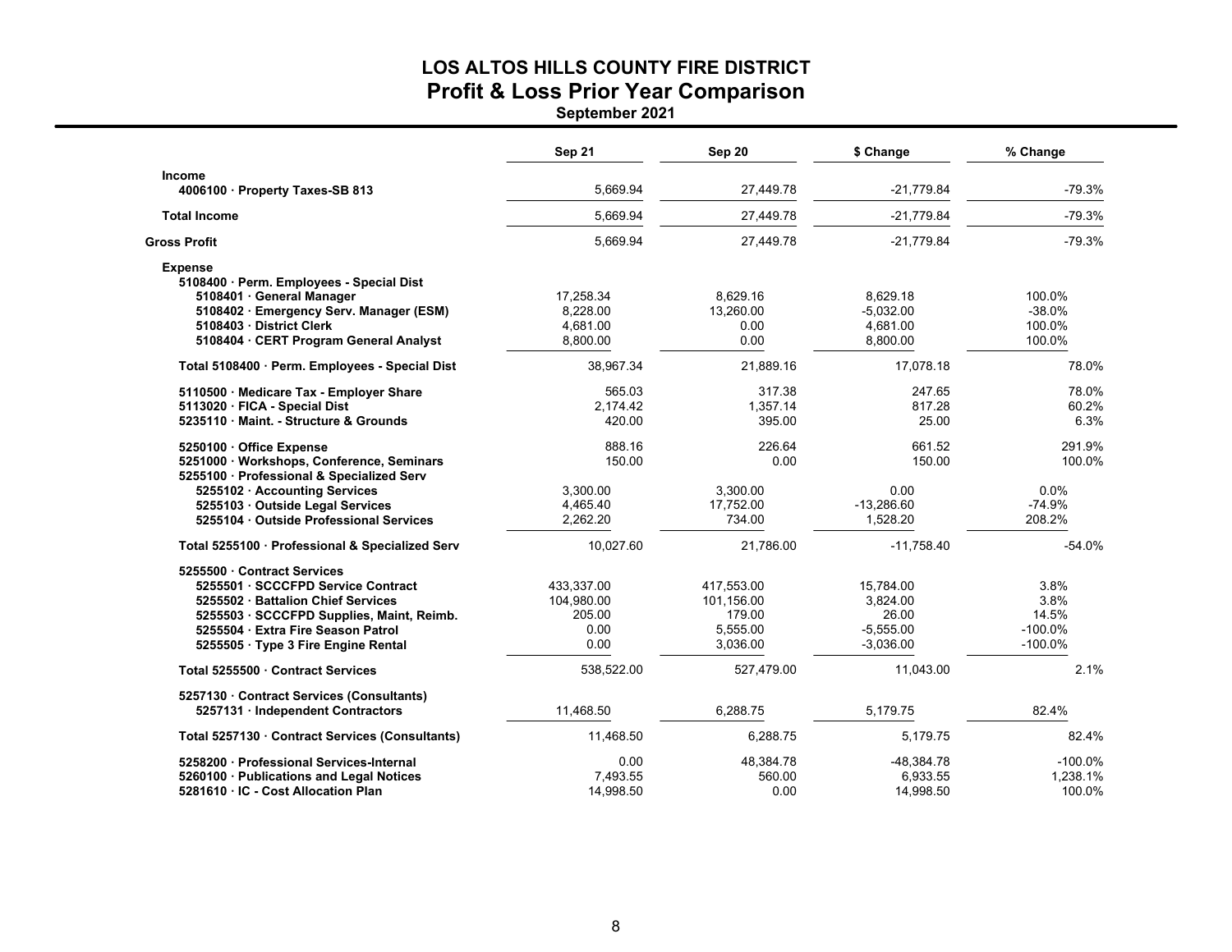# LOS ALTOS HILLS COUNTY FIRE DISTRICT
## Profit & Loss Prior Year Comparison
**September 2021**

| | Sep 21 | Sep 20 | $ Change | % Change |
|---|---|---|---|---|
| **Income** | | | | |
| **4006100 · Property Taxes-SB 813** | 5,669.94 | 27,449.78 | -21,779.84 | -79.3% |
| **Total Income** | 5,669.94 | 27,449.78 | -21,779.84 | -79.3% |
| **Gross Profit** | 5,669.94 | 27,449.78 | -21,779.84 | -79.3% |
| **Expense** | | | | |
| **5108400 · Perm. Employees - Special Dist** | | | | |
| **5108401 · General Manager** | 17,258.34 | 8,629.16 | 8,629.18 | 100.0% |
| **5108402 · Emergency Serv. Manager (ESM)** | 8,228.00 | 13,260.00 | -5,032.00 | -38.0% |
| **5108403 · District Clerk** | 4,681.00 | 0.00 | 4,681.00 | 100.0% |
| **5108404 · CERT Program General Analyst** | 8,800.00 | 0.00 | 8,800.00 | 100.0% |
| **Total 5108400 · Perm. Employees - Special Dist** | 38,967.34 | 21,889.16 | 17,078.18 | 78.0% |
| **5110500 · Medicare Tax - Employer Share** | 565.03 | 317.38 | 247.65 | 78.0% |
| **5113020 · FICA - Special Dist** | 2,174.42 | 1,357.14 | 817.28 | 60.2% |
| **5235110 · Maint. - Structure & Grounds** | 420.00 | 395.00 | 25.00 | 6.3% |
| **5250100 · Office Expense** | 888.16 | 226.64 | 661.52 | 291.9% |
| **5251000 · Workshops, Conference, Seminars** | 150.00 | 0.00 | 150.00 | 100.0% |
| **5255100 · Professional & Specialized Serv** | | | | |
| **5255102 · Accounting Services** | 3,300.00 | 3,300.00 | 0.00 | 0.0% |
| **5255103 · Outside Legal Services** | 4,465.40 | 17,752.00 | -13,286.60 | -74.9% |
| **5255104 · Outside Professional Services** | 2,262.20 | 734.00 | 1,528.20 | 208.2% |
| **Total 5255100 · Professional & Specialized Serv** | 10,027.60 | 21,786.00 | -11,758.40 | -54.0% |
| **5255500 · Contract Services** | | | | |
| **5255501 · SCCCFPD Service Contract** | 433,337.00 | 417,553.00 | 15,784.00 | 3.8% |
| **5255502 · Battalion Chief Services** | 104,980.00 | 101,156.00 | 3,824.00 | 3.8% |
| **5255503 · SCCCFPD Supplies, Maint, Reimb.** | 205.00 | 179.00 | 26.00 | 14.5% |
| **5255504 · Extra Fire Season Patrol** | 0.00 | 5,555.00 | -5,555.00 | -100.0% |
| **5255505 · Type 3 Fire Engine Rental** | 0.00 | 3,036.00 | -3,036.00 | -100.0% |
| **Total 5255500 · Contract Services** | 538,522.00 | 527,479.00 | 11,043.00 | 2.1% |
| **5257130 · Contract Services (Consultants)** | | | | |
| **5257131 · Independent Contractors** | 11,468.50 | 6,288.75 | 5,179.75 | 82.4% |
| **Total 5257130 · Contract Services (Consultants)** | 11,468.50 | 6,288.75 | 5,179.75 | 82.4% |
| **5258200 · Professional Services-Internal** | 0.00 | 48,384.78 | -48,384.78 | -100.0% |
| **5260100 · Publications and Legal Notices** | 7,493.55 | 560.00 | 6,933.55 | 1,238.1% |
| **5281610 · IC - Cost Allocation Plan** | 14,998.50 | 0.00 | 14,998.50 | 100.0% |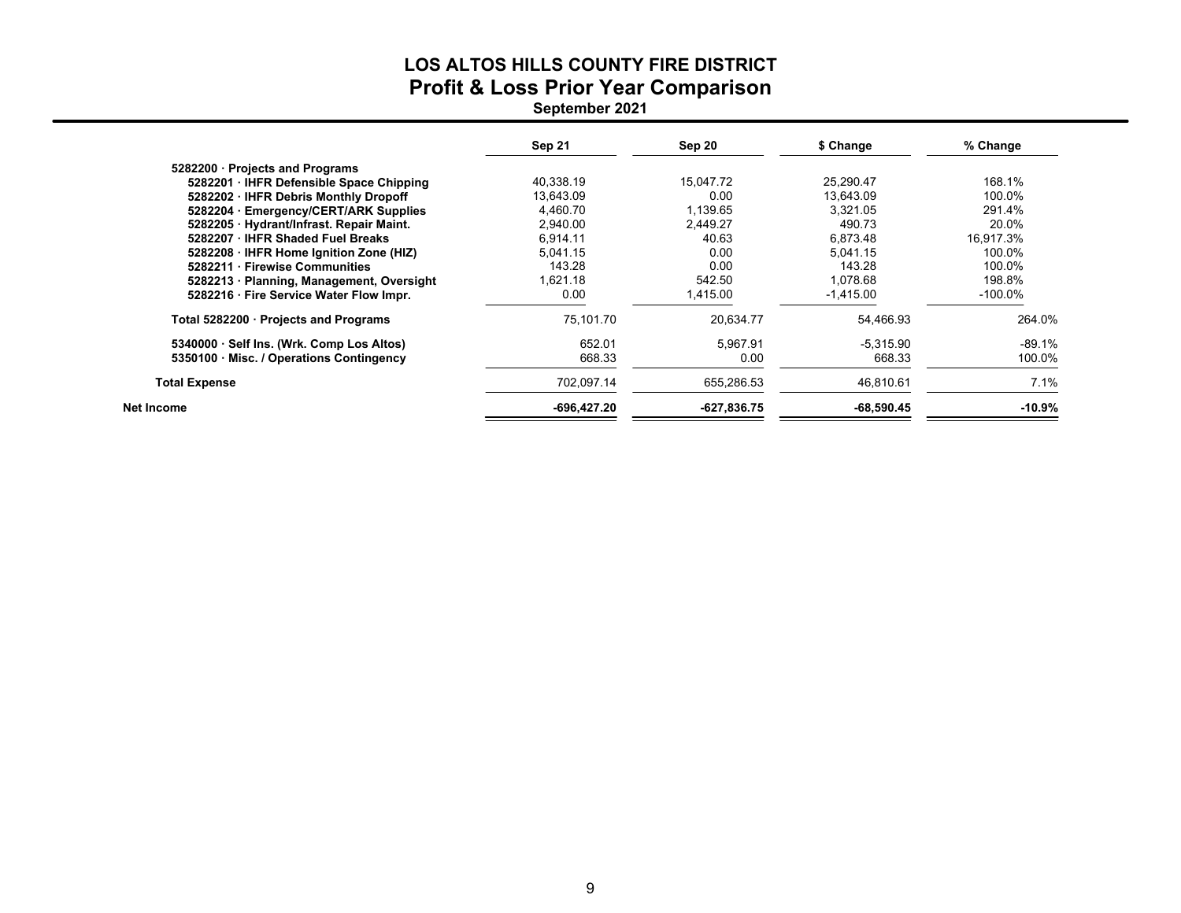# LOS ALTOS HILLS COUNTY FIRE DISTRICT

## Profit & Loss Prior Year Comparison

### September 2021

| | Sep 21 | Sep 20 | $ Change | % Change |
|---|---|---|---|---|
| 5282200 · Projects and Programs | | | | |
| 5282201 · IHFR Defensible Space Chipping | 40,338.19 | 15,047.72 | 25,290.47 | 168.1% |
| 5282202 · IHFR Debris Monthly Dropoff | 13,643.09 | 0.00 | 13,643.09 | 100.0% |
| 5282204 · Emergency/CERT/ARK Supplies | 4,460.70 | 1,139.65 | 3,321.05 | 291.4% |
| 5282205 · Hydrant/Infrast. Repair Maint. | 2,940.00 | 2,449.27 | 490.73 | 20.0% |
| 5282207 · IHFR Shaded Fuel Breaks | 6,914.11 | 40.63 | 6,873.48 | 16,917.3% |
| 5282208 · IHFR Home Ignition Zone (HIZ) | 5,041.15 | 0.00 | 5,041.15 | 100.0% |
| 5282211 · Firewise Communities | 143.28 | 0.00 | 143.28 | 100.0% |
| 5282213 · Planning, Management, Oversight | 1,621.18 | 542.50 | 1,078.68 | 198.8% |
| 5282216 · Fire Service Water Flow Impr. | 0.00 | 1,415.00 | -1,415.00 | -100.0% |
| Total 5282200 · Projects and Programs | 75,101.70 | 20,634.77 | 54,466.93 | 264.0% |
| 5340000 · Self Ins. (Wrk. Comp Los Altos) | 652.01 | 5,967.91 | -5,315.90 | -89.1% |
| 5350100 · Misc. / Operations Contingency | 668.33 | 0.00 | 668.33 | 100.0% |
| Total Expense | 702,097.14 | 655,286.53 | 46,810.61 | 7.1% |
| **Net Income** | **-696,427.20** | **-627,836.75** | **-68,590.45** | **-10.9%** |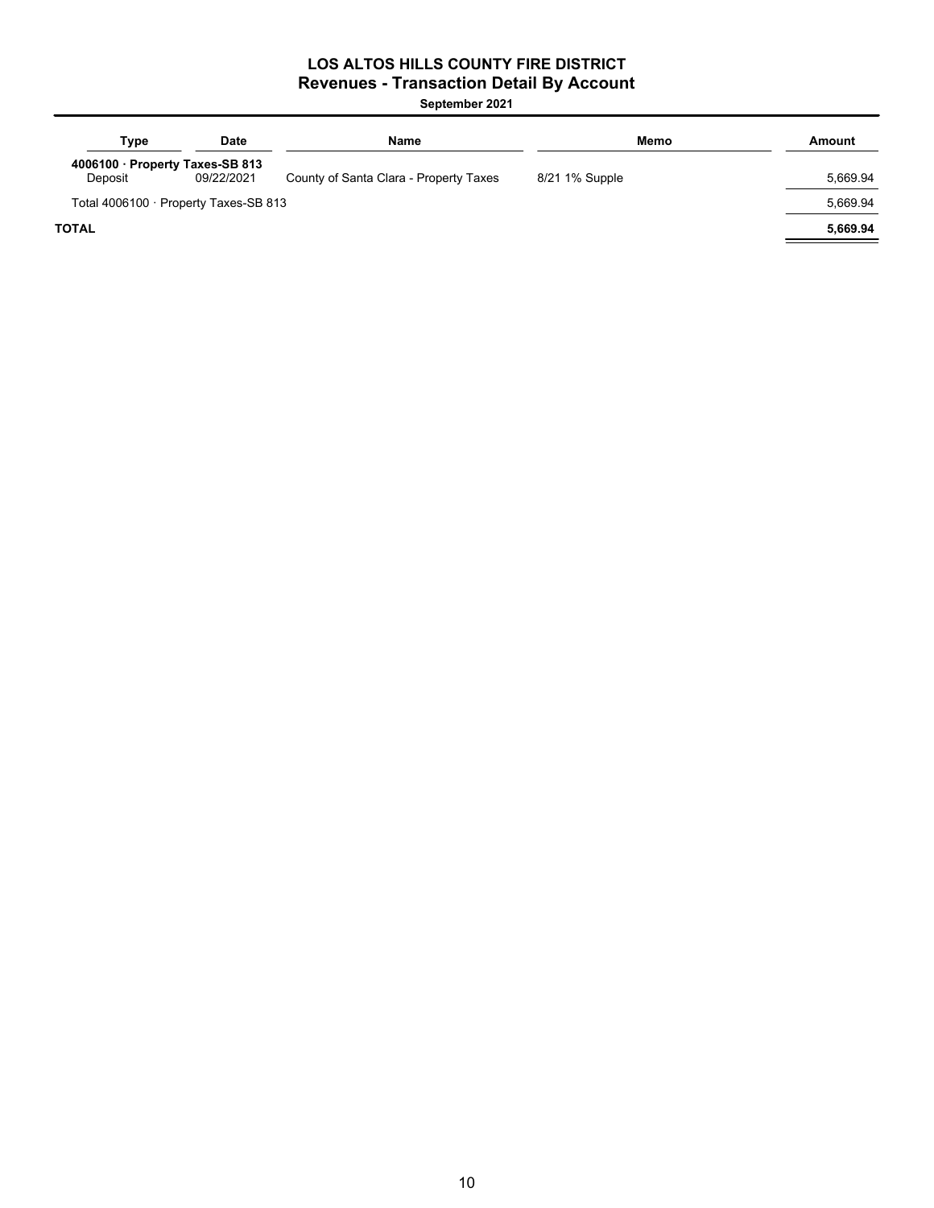# LOS ALTOS HILLS COUNTY FIRE DISTRICT

## Revenues - Transaction Detail By Account

**September 2021**

| Type | Date | Name | Memo | Amount |
|---|---|---|---|---|
| **4006100 · Property Taxes-SB 813** | | | | |
| Deposit | 09/22/2021 | County of Santa Clara - Property Taxes | 8/21 1% Supple | 5,669.94 |
| Total 4006100 · Property Taxes-SB 813 | | | | 5,669.94 |
| **TOTAL** | | | | **5,669.94** |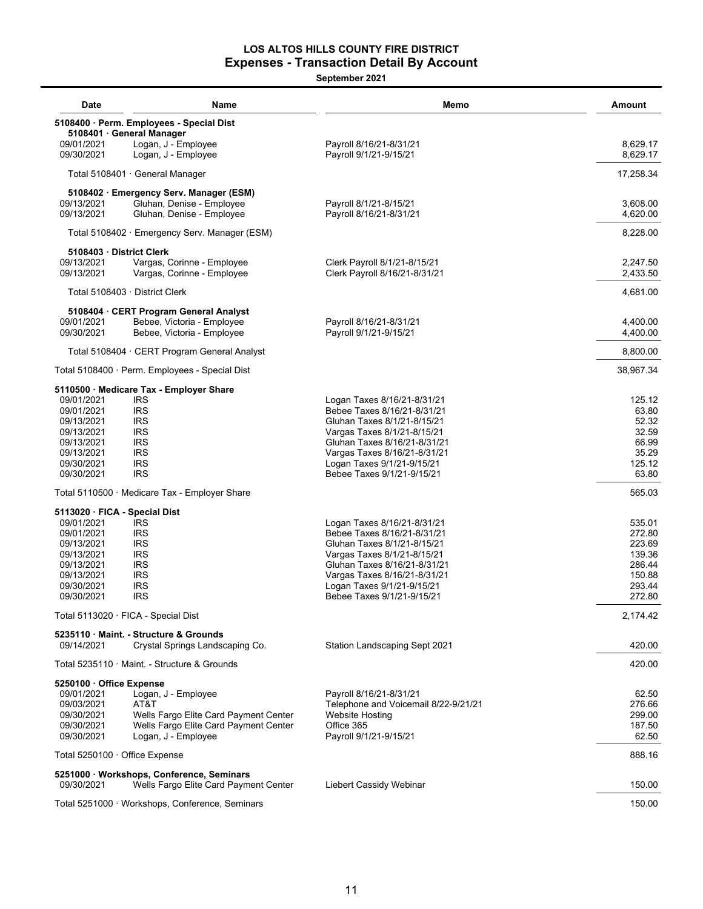**LOS ALTOS HILLS COUNTY FIRE DISTRICT**
**Expenses - Transaction Detail By Account**
**September 2021**

| Date | Name | Memo | Amount |
|---|---|---|---|
| **5108400 · Perm. Employees - Special Dist** | | | |
| **5108401 · General Manager** | | | |
| 09/01/2021 | Logan, J - Employee | Payroll 8/16/21-8/31/21 | 8,629.17 |
| 09/30/2021 | Logan, J - Employee | Payroll 9/1/21-9/15/21 | 8,629.17 |
| Total 5108401 · General Manager | | | 17,258.34 |
| **5108402 · Emergency Serv. Manager (ESM)** | | | |
| 09/13/2021 | Gluhan, Denise - Employee | Payroll 8/1/21-8/15/21 | 3,608.00 |
| 09/13/2021 | Gluhan, Denise - Employee | Payroll 8/16/21-8/31/21 | 4,620.00 |
| Total 5108402 · Emergency Serv. Manager (ESM) | | | 8,228.00 |
| **5108403 · District Clerk** | | | |
| 09/13/2021 | Vargas, Corinne - Employee | Clerk Payroll 8/1/21-8/15/21 | 2,247.50 |
| 09/13/2021 | Vargas, Corinne - Employee | Clerk Payroll 8/16/21-8/31/21 | 2,433.50 |
| Total 5108403 · District Clerk | | | 4,681.00 |
| **5108404 · CERT Program General Analyst** | | | |
| 09/01/2021 | Bebee, Victoria - Employee | Payroll 8/16/21-8/31/21 | 4,400.00 |
| 09/30/2021 | Bebee, Victoria - Employee | Payroll 9/1/21-9/15/21 | 4,400.00 |
| Total 5108404 · CERT Program General Analyst | | | 8,800.00 |
| Total 5108400 · Perm. Employees - Special Dist | | | 38,967.34 |
| **5110500 · Medicare Tax - Employer Share** | | | |
| 09/01/2021 | IRS | Logan Taxes 8/16/21-8/31/21 | 125.12 |
| 09/01/2021 | IRS | Bebee Taxes 8/16/21-8/31/21 | 63.80 |
| 09/13/2021 | IRS | Gluhan Taxes 8/1/21-8/15/21 | 52.32 |
| 09/13/2021 | IRS | Vargas Taxes 8/1/21-8/15/21 | 32.59 |
| 09/13/2021 | IRS | Gluhan Taxes 8/16/21-8/31/21 | 66.99 |
| 09/13/2021 | IRS | Vargas Taxes 8/16/21-8/31/21 | 35.29 |
| 09/30/2021 | IRS | Logan Taxes 9/1/21-9/15/21 | 125.12 |
| 09/30/2021 | IRS | Bebee Taxes 9/1/21-9/15/21 | 63.80 |
| Total 5110500 · Medicare Tax - Employer Share | | | 565.03 |
| **5113020 · FICA - Special Dist** | | | |
| 09/01/2021 | IRS | Logan Taxes 8/16/21-8/31/21 | 535.01 |
| 09/01/2021 | IRS | Bebee Taxes 8/16/21-8/31/21 | 272.80 |
| 09/13/2021 | IRS | Gluhan Taxes 8/1/21-8/15/21 | 223.69 |
| 09/13/2021 | IRS | Vargas Taxes 8/1/21-8/15/21 | 139.36 |
| 09/13/2021 | IRS | Gluhan Taxes 8/16/21-8/31/21 | 286.44 |
| 09/13/2021 | IRS | Vargas Taxes 8/16/21-8/31/21 | 150.88 |
| 09/30/2021 | IRS | Logan Taxes 9/1/21-9/15/21 | 293.44 |
| 09/30/2021 | IRS | Bebee Taxes 9/1/21-9/15/21 | 272.80 |
| Total 5113020 · FICA - Special Dist | | | 2,174.42 |
| **5235110 · Maint. - Structure & Grounds** | | | |
| 09/14/2021 | Crystal Springs Landscaping Co. | Station Landscaping Sept 2021 | 420.00 |
| Total 5235110 · Maint. - Structure & Grounds | | | 420.00 |
| **5250100 · Office Expense** | | | |
| 09/01/2021 | Logan, J - Employee | Payroll 8/16/21-8/31/21 | 62.50 |
| 09/03/2021 | AT&T | Telephone and Voicemail 8/22-9/21/21 | 276.66 |
| 09/30/2021 | Wells Fargo Elite Card Payment Center | Website Hosting | 299.00 |
| 09/30/2021 | Wells Fargo Elite Card Payment Center | Office 365 | 187.50 |
| 09/30/2021 | Logan, J - Employee | Payroll 9/1/21-9/15/21 | 62.50 |
| Total 5250100 · Office Expense | | | 888.16 |
| **5251000 · Workshops, Conference, Seminars** | | | |
| 09/30/2021 | Wells Fargo Elite Card Payment Center | Liebert Cassidy Webinar | 150.00 |
| Total 5251000 · Workshops, Conference, Seminars | | | 150.00 |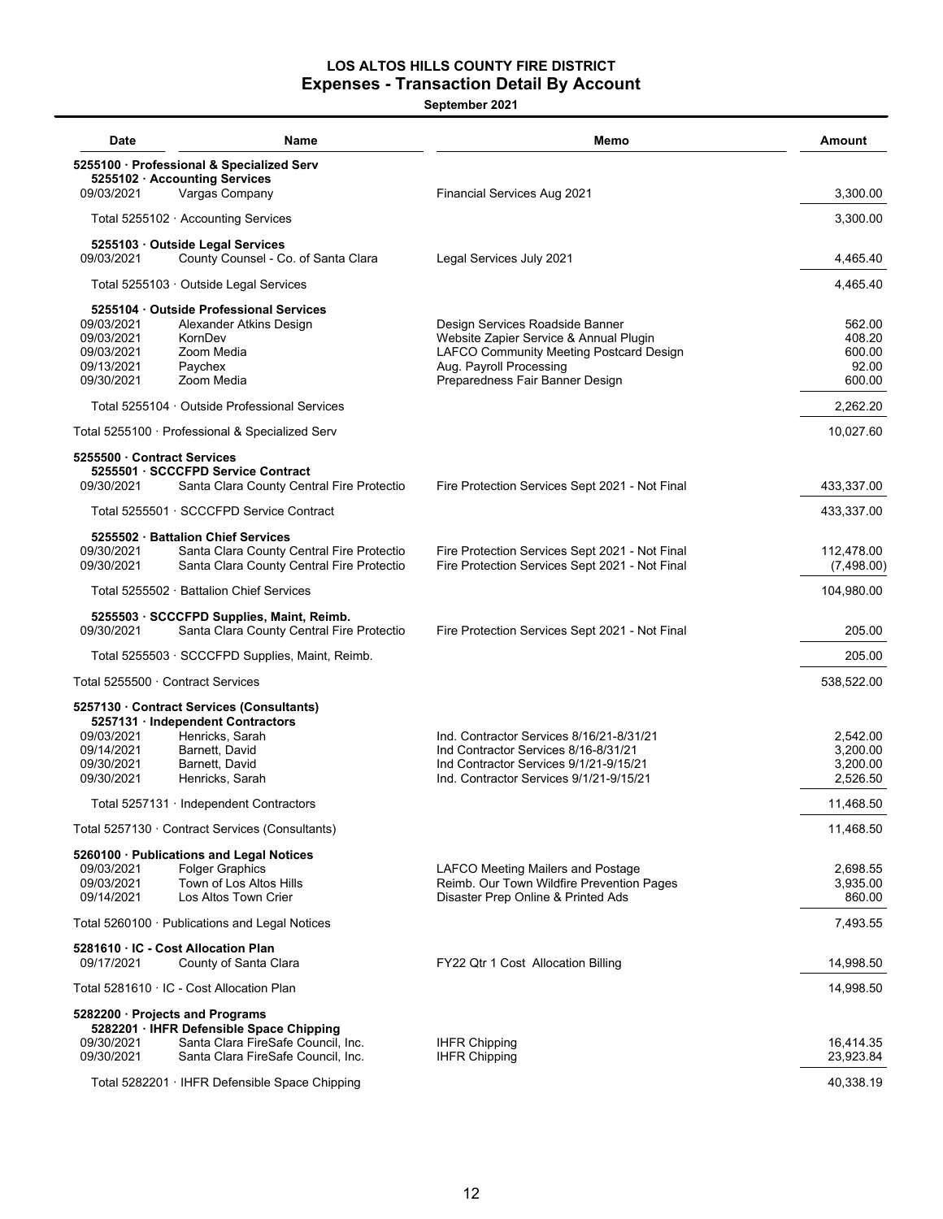**LOS ALTOS HILLS COUNTY FIRE DISTRICT**
**Expenses - Transaction Detail By Account**
**September 2021**

| Date | Name | Memo | Amount |
|---|---|---|---|
| **5255100 · Professional & Specialized Serv** | | | |
| **5255102 · Accounting Services** | | | |
| 09/03/2021 | Vargas Company | Financial Services Aug 2021 | 3,300.00 |
| Total 5255102 · Accounting Services | | | 3,300.00 |
| **5255103 · Outside Legal Services** | | | |
| 09/03/2021 | County Counsel - Co. of Santa Clara | Legal Services July 2021 | 4,465.40 |
| Total 5255103 · Outside Legal Services | | | 4,465.40 |
| **5255104 · Outside Professional Services** | | | |
| 09/03/2021 | Alexander Atkins Design | Design Services Roadside Banner | 562.00 |
| 09/03/2021 | KornDev | Website Zapier Service & Annual Plugin | 408.20 |
| 09/03/2021 | Zoom Media | LAFCO Community Meeting Postcard Design | 600.00 |
| 09/13/2021 | Paychex | Aug. Payroll Processing | 92.00 |
| 09/30/2021 | Zoom Media | Preparedness Fair Banner Design | 600.00 |
| Total 5255104 · Outside Professional Services | | | 2,262.20 |
| Total 5255100 · Professional & Specialized Serv | | | 10,027.60 |
| **5255500 · Contract Services** | | | |
| **5255501 · SCCCFPD Service Contract** | | | |
| 09/30/2021 | Santa Clara County Central Fire Protectio | Fire Protection Services Sept 2021 - Not Final | 433,337.00 |
| Total 5255501 · SCCCFPD Service Contract | | | 433,337.00 |
| **5255502 · Battalion Chief Services** | | | |
| 09/30/2021 | Santa Clara County Central Fire Protectio | Fire Protection Services Sept 2021 - Not Final | 112,478.00 |
| 09/30/2021 | Santa Clara County Central Fire Protectio | Fire Protection Services Sept 2021 - Not Final | (7,498.00) |
| Total 5255502 · Battalion Chief Services | | | 104,980.00 |
| **5255503 · SCCCFPD Supplies, Maint, Reimb.** | | | |
| 09/30/2021 | Santa Clara County Central Fire Protectio | Fire Protection Services Sept 2021 - Not Final | 205.00 |
| Total 5255503 · SCCCFPD Supplies, Maint, Reimb. | | | 205.00 |
| Total 5255500 · Contract Services | | | 538,522.00 |
| **5257130 · Contract Services (Consultants)** | | | |
| **5257131 · Independent Contractors** | | | |
| 09/03/2021 | Henricks, Sarah | Ind. Contractor Services 8/16/21-8/31/21 | 2,542.00 |
| 09/14/2021 | Barnett, David | Ind Contractor Services 8/16-8/31/21 | 3,200.00 |
| 09/30/2021 | Barnett, David | Ind Contractor Services 9/1/21-9/15/21 | 3,200.00 |
| 09/30/2021 | Henricks, Sarah | Ind. Contractor Services 9/1/21-9/15/21 | 2,526.50 |
| Total 5257131 · Independent Contractors | | | 11,468.50 |
| Total 5257130 · Contract Services (Consultants) | | | 11,468.50 |
| **5260100 · Publications and Legal Notices** | | | |
| 09/03/2021 | Folger Graphics | LAFCO Meeting Mailers and Postage | 2,698.55 |
| 09/03/2021 | Town of Los Altos Hills | Reimb. Our Town Wildfire Prevention Pages | 3,935.00 |
| 09/14/2021 | Los Altos Town Crier | Disaster Prep Online & Printed Ads | 860.00 |
| Total 5260100 · Publications and Legal Notices | | | 7,493.55 |
| **5281610 · IC - Cost Allocation Plan** | | | |
| 09/17/2021 | County of Santa Clara | FY22 Qtr 1 Cost Allocation Billing | 14,998.50 |
| Total 5281610 · IC - Cost Allocation Plan | | | 14,998.50 |
| **5282200 · Projects and Programs** | | | |
| **5282201 · IHFR Defensible Space Chipping** | | | |
| 09/30/2021 | Santa Clara FireSafe Council, Inc. | IHFR Chipping | 16,414.35 |
| 09/30/2021 | Santa Clara FireSafe Council, Inc. | IHFR Chipping | 23,923.84 |
| Total 5282201 · IHFR Defensible Space Chipping | | | 40,338.19 |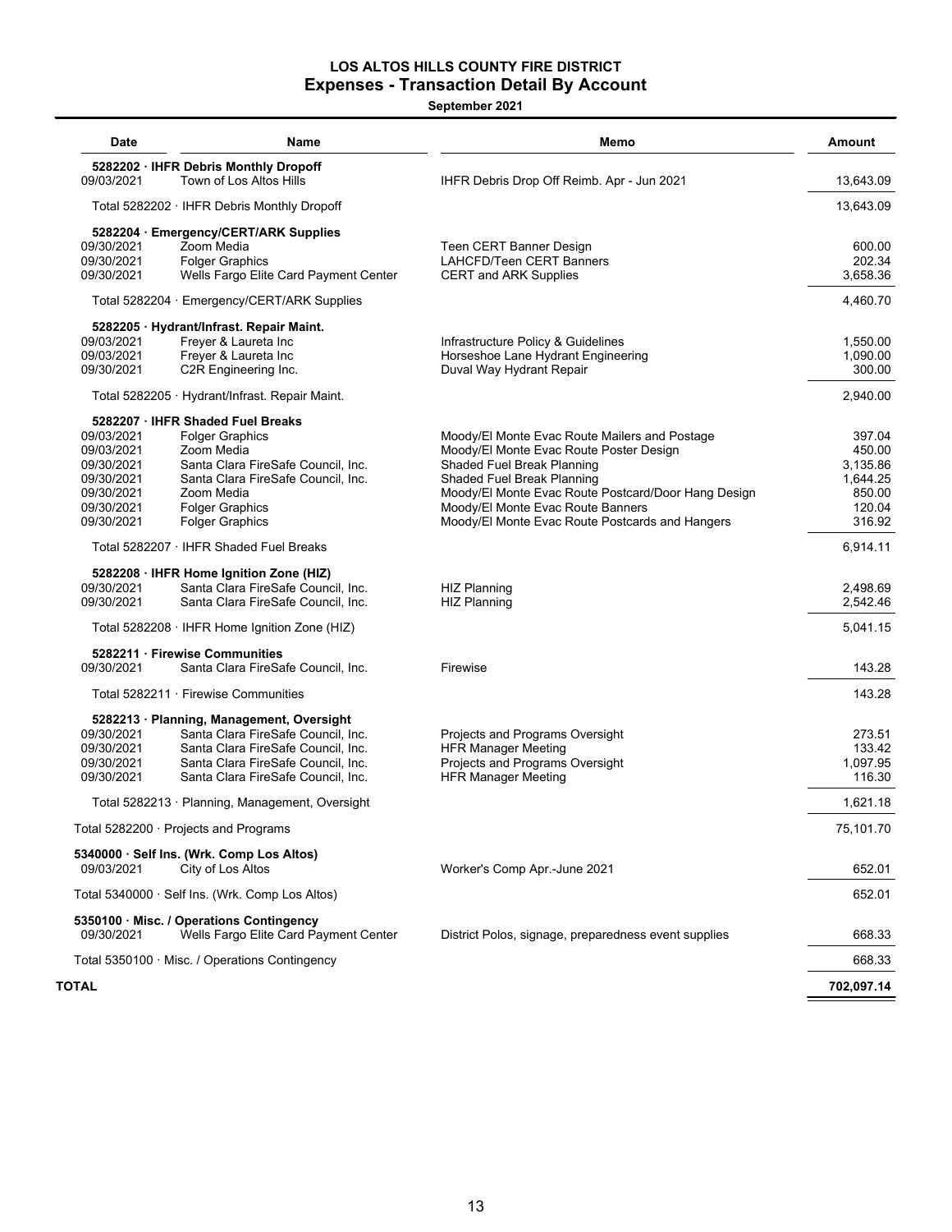**LOS ALTOS HILLS COUNTY FIRE DISTRICT**
**Expenses - Transaction Detail By Account**
**September 2021**

| Date | Name | Memo | Amount |
|---|---|---|---|
| **5282202 · IHFR Debris Monthly Dropoff** | | | |
| 09/03/2021 | Town of Los Altos Hills | IHFR Debris Drop Off Reimb. Apr - Jun 2021 | 13,643.09 |
| Total 5282202 · IHFR Debris Monthly Dropoff | | | 13,643.09 |
| **5282204 · Emergency/CERT/ARK Supplies** | | | |
| 09/30/2021 | Zoom Media | Teen CERT Banner Design | 600.00 |
| 09/30/2021 | Folger Graphics | LAHCFD/Teen CERT Banners | 202.34 |
| 09/30/2021 | Wells Fargo Elite Card Payment Center | CERT and ARK Supplies | 3,658.36 |
| Total 5282204 · Emergency/CERT/ARK Supplies | | | 4,460.70 |
| **5282205 · Hydrant/Infrast. Repair Maint.** | | | |
| 09/03/2021 | Freyer & Laureta Inc | Infrastructure Policy & Guidelines | 1,550.00 |
| 09/03/2021 | Freyer & Laureta Inc | Horseshoe Lane Hydrant Engineering | 1,090.00 |
| 09/30/2021 | C2R Engineering Inc. | Duval Way Hydrant Repair | 300.00 |
| Total 5282205 · Hydrant/Infrast. Repair Maint. | | | 2,940.00 |
| **5282207 · IHFR Shaded Fuel Breaks** | | | |
| 09/03/2021 | Folger Graphics | Moody/El Monte Evac Route Mailers and Postage | 397.04 |
| 09/03/2021 | Zoom Media | Moody/El Monte Evac Route Poster Design | 450.00 |
| 09/30/2021 | Santa Clara FireSafe Council, Inc. | Shaded Fuel Break Planning | 3,135.86 |
| 09/30/2021 | Santa Clara FireSafe Council, Inc. | Shaded Fuel Break Planning | 1,644.25 |
| 09/30/2021 | Zoom Media | Moody/El Monte Evac Route Postcard/Door Hang Design | 850.00 |
| 09/30/2021 | Folger Graphics | Moody/El Monte Evac Route Banners | 120.04 |
| 09/30/2021 | Folger Graphics | Moody/El Monte Evac Route Postcards and Hangers | 316.92 |
| Total 5282207 · IHFR Shaded Fuel Breaks | | | 6,914.11 |
| **5282208 · IHFR Home Ignition Zone (HIZ)** | | | |
| 09/30/2021 | Santa Clara FireSafe Council, Inc. | HIZ Planning | 2,498.69 |
| 09/30/2021 | Santa Clara FireSafe Council, Inc. | HIZ Planning | 2,542.46 |
| Total 5282208 · IHFR Home Ignition Zone (HIZ) | | | 5,041.15 |
| **5282211 · Firewise Communities** | | | |
| 09/30/2021 | Santa Clara FireSafe Council, Inc. | Firewise | 143.28 |
| Total 5282211 · Firewise Communities | | | 143.28 |
| **5282213 · Planning, Management, Oversight** | | | |
| 09/30/2021 | Santa Clara FireSafe Council, Inc. | Projects and Programs Oversight | 273.51 |
| 09/30/2021 | Santa Clara FireSafe Council, Inc. | HFR Manager Meeting | 133.42 |
| 09/30/2021 | Santa Clara FireSafe Council, Inc. | Projects and Programs Oversight | 1,097.95 |
| 09/30/2021 | Santa Clara FireSafe Council, Inc. | HFR Manager Meeting | 116.30 |
| Total 5282213 · Planning, Management, Oversight | | | 1,621.18 |
| Total 5282200 · Projects and Programs | | | 75,101.70 |
| **5340000 · Self Ins. (Wrk. Comp Los Altos)** | | | |
| 09/03/2021 | City of Los Altos | Worker's Comp Apr.-June 2021 | 652.01 |
| Total 5340000 · Self Ins. (Wrk. Comp Los Altos) | | | 652.01 |
| **5350100 · Misc. / Operations Contingency** | | | |
| 09/30/2021 | Wells Fargo Elite Card Payment Center | District Polos, signage, preparedness event supplies | 668.33 |
| Total 5350100 · Misc. / Operations Contingency | | | 668.33 |
| **TOTAL** | | | **702,097.14** |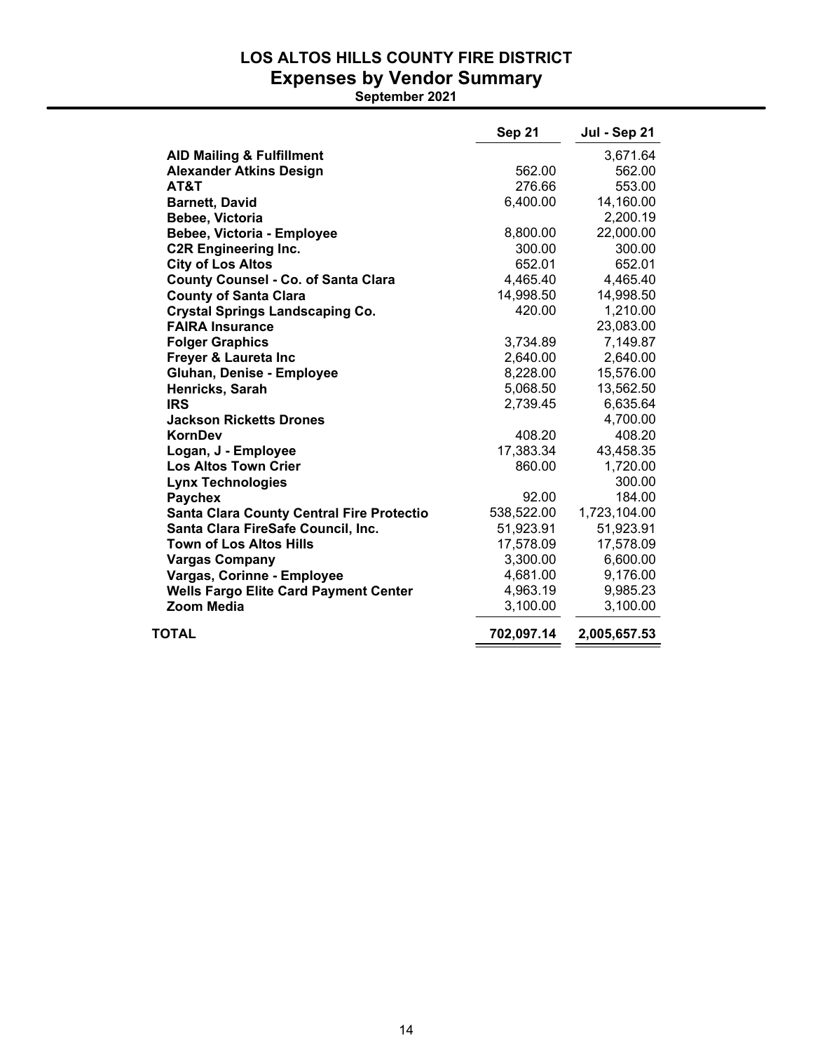# LOS ALTOS HILLS COUNTY FIRE DISTRICT
## Expenses by Vendor Summary
**September 2021**

| | Sep 21 | Jul - Sep 21 |
|---|---|---|
| **AID Mailing & Fulfillment** | | 3,671.64 |
| **Alexander Atkins Design** | 562.00 | 562.00 |
| **AT&T** | 276.66 | 553.00 |
| **Barnett, David** | 6,400.00 | 14,160.00 |
| **Bebee, Victoria** | | 2,200.19 |
| **Bebee, Victoria - Employee** | 8,800.00 | 22,000.00 |
| **C2R Engineering Inc.** | 300.00 | 300.00 |
| **City of Los Altos** | 652.01 | 652.01 |
| **County Counsel - Co. of Santa Clara** | 4,465.40 | 4,465.40 |
| **County of Santa Clara** | 14,998.50 | 14,998.50 |
| **Crystal Springs Landscaping Co.** | 420.00 | 1,210.00 |
| **FAIRA Insurance** | | 23,083.00 |
| **Folger Graphics** | 3,734.89 | 7,149.87 |
| **Freyer & Laureta Inc** | 2,640.00 | 2,640.00 |
| **Gluhan, Denise - Employee** | 8,228.00 | 15,576.00 |
| **Henricks, Sarah** | 5,068.50 | 13,562.50 |
| **IRS** | 2,739.45 | 6,635.64 |
| **Jackson Ricketts Drones** | | 4,700.00 |
| **KornDev** | 408.20 | 408.20 |
| **Logan, J - Employee** | 17,383.34 | 43,458.35 |
| **Los Altos Town Crier** | 860.00 | 1,720.00 |
| **Lynx Technologies** | | 300.00 |
| **Paychex** | 92.00 | 184.00 |
| **Santa Clara County Central Fire Protectio** | 538,522.00 | 1,723,104.00 |
| **Santa Clara FireSafe Council, Inc.** | 51,923.91 | 51,923.91 |
| **Town of Los Altos Hills** | 17,578.09 | 17,578.09 |
| **Vargas Company** | 3,300.00 | 6,600.00 |
| **Vargas, Corinne - Employee** | 4,681.00 | 9,176.00 |
| **Wells Fargo Elite Card Payment Center** | 4,963.19 | 9,985.23 |
| **Zoom Media** | 3,100.00 | 3,100.00 |
| **TOTAL** | **702,097.14** | **2,005,657.53** |